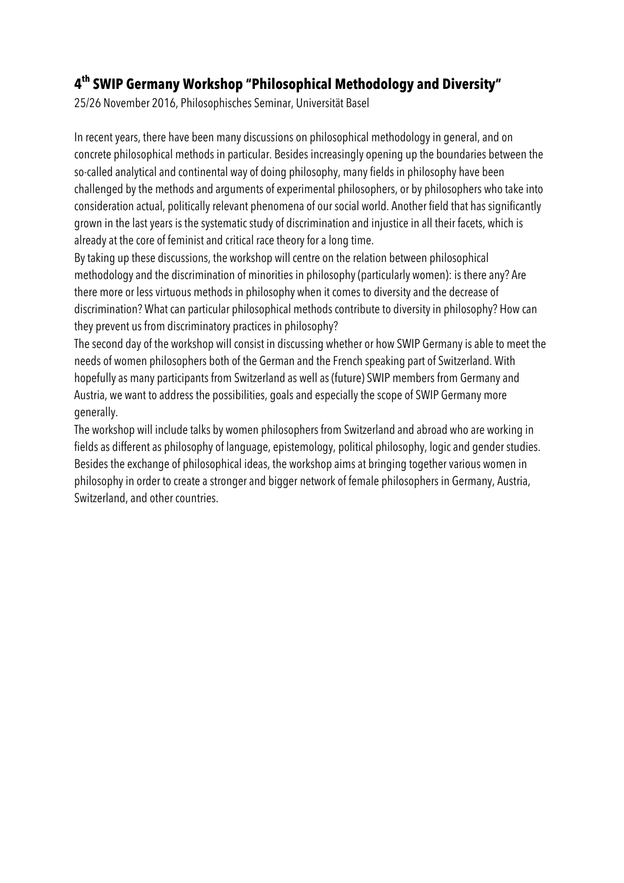# 4th SWIP Germany Workshop "Philosophical Methodology and Diversity"

25/26 November 2016, Philosophisches Seminar, Universität Basel

In recent years, there have been many discussions on philosophical methodology in general, and on concrete philosophical methods in particular. Besides increasingly opening up the boundaries between the so-called analytical and continental way of doing philosophy, many fields in philosophy have been challenged by the methods and arguments of experimental philosophers, or by philosophers who take into consideration actual, politically relevant phenomena of our social world. Another field that has significantly grown in the last years is the systematic study of discrimination and injustice in all their facets, which is already at the core of feminist and critical race theory for a long time.

By taking up these discussions, the workshop will centre on the relation between philosophical methodology and the discrimination of minorities in philosophy (particularly women): is there any? Are there more or less virtuous methods in philosophy when it comes to diversity and the decrease of discrimination? What can particular philosophical methods contribute to diversity in philosophy? How can they prevent us from discriminatory practices in philosophy?

The second day of the workshop will consist in discussing whether or how SWIP Germany is able to meet the needs of women philosophers both of the German and the French speaking part of Switzerland. With hopefully as many participants from Switzerland as well as (future) SWIP members from Germany and Austria, we want to address the possibilities, goals and especially the scope of SWIP Germany more generally.

The workshop will include talks by women philosophers from Switzerland and abroad who are working in fields as different as philosophy of language, epistemology, political philosophy, logic and gender studies. Besides the exchange of philosophical ideas, the workshop aims at bringing together various women in philosophy in order to create a stronger and bigger network of female philosophers in Germany, Austria, Switzerland, and other countries.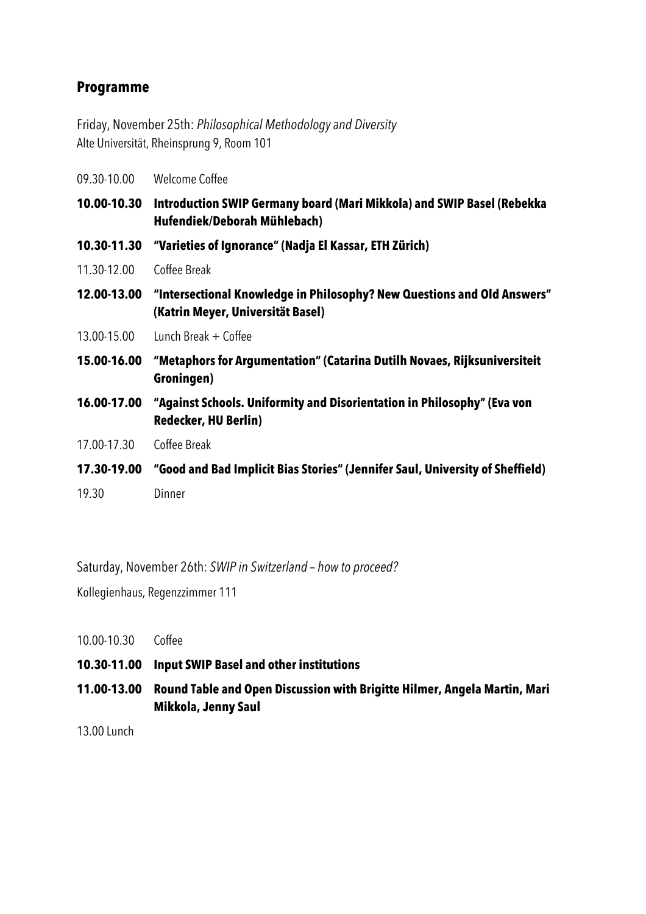## Programme

Friday, November 25th: *Philosophical Methodology and Diversity*
Alte Universität, Rheinsprung 9, Room 101

09.30-10.00 Welcome Coffee

**10.00-10.30 Introduction SWIP Germany board (Mari Mikkola) and SWIP Basel (Rebekka Hufendiek/Deborah Mühlebach)**

**10.30-11.30 "Varieties of Ignorance" (Nadja El Kassar, ETH Zürich)**

11.30-12.00 Coffee Break

**12.00-13.00 "Intersectional Knowledge in Philosophy? New Questions and Old Answers" (Katrin Meyer, Universität Basel)**

13.00-15.00 Lunch Break + Coffee

**15.00-16.00 "Metaphors for Argumentation" (Catarina Dutilh Novaes, Rijksuniversiteit Groningen)**

**16.00-17.00 "Against Schools. Uniformity and Disorientation in Philosophy" (Eva von Redecker, HU Berlin)**

17.00-17.30 Coffee Break

**17.30-19.00 "Good and Bad Implicit Bias Stories" (Jennifer Saul, University of Sheffield)**

19.30 Dinner

Saturday, November 26th: *SWIP in Switzerland – how to proceed?*

Kollegienhaus, Regenzzimmer 111

10.00-10.30 Coffee

**10.30-11.00 Input SWIP Basel and other institutions**

**11.00-13.00 Round Table and Open Discussion with Brigitte Hilmer, Angela Martin, Mari Mikkola, Jenny Saul**

13.00 Lunch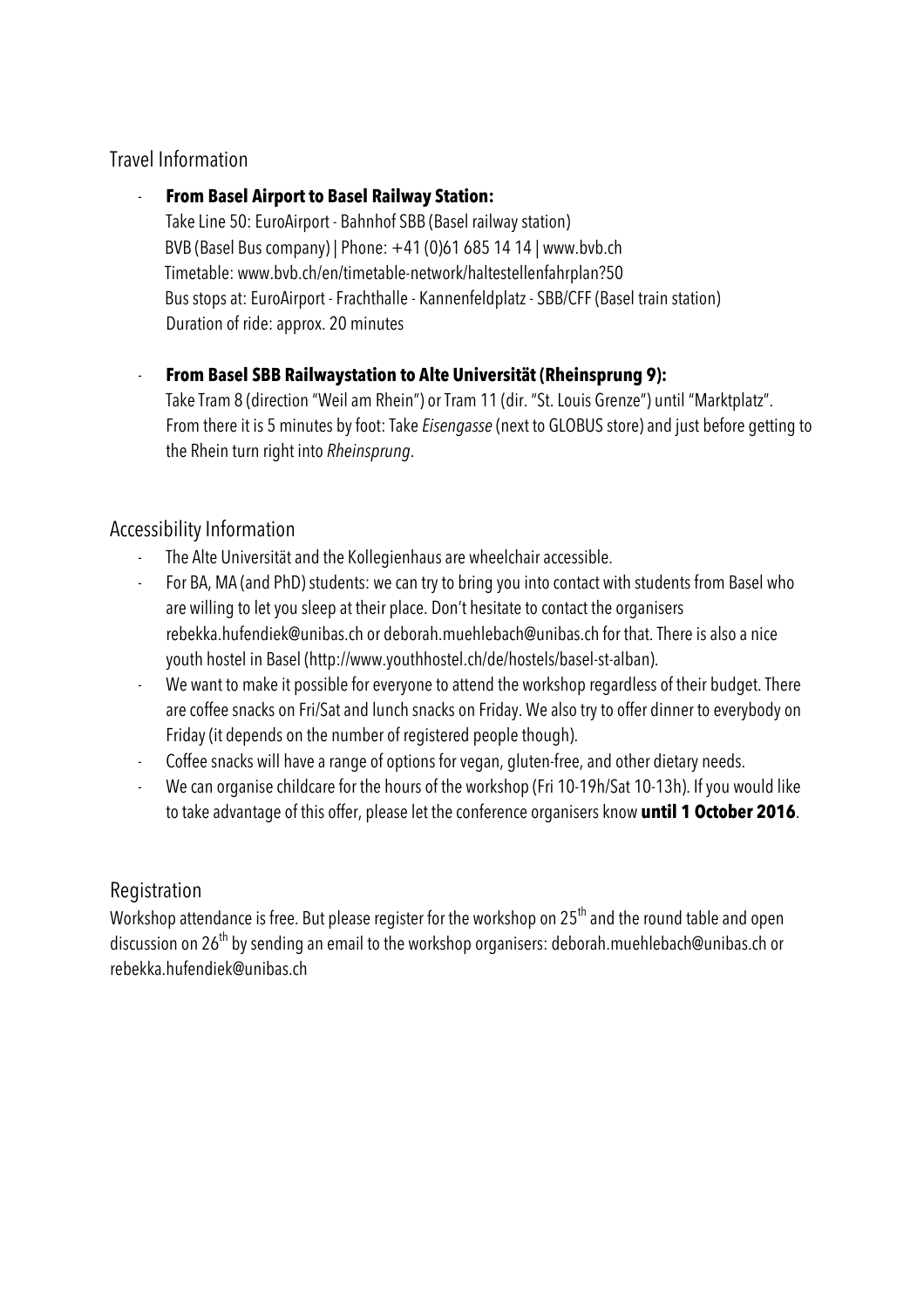## Travel Information

- **From Basel Airport to Basel Railway Station:**
  Take Line 50: EuroAirport - Bahnhof SBB (Basel railway station)
  BVB (Basel Bus company) | Phone: +41 (0)61 685 14 14 | www.bvb.ch
  Timetable: www.bvb.ch/en/timetable-network/haltestellenfahrplan?50
  Bus stops at: EuroAirport - Frachthalle - Kannenfeldplatz - SBB/CFF (Basel train station)
  Duration of ride: approx. 20 minutes

- **From Basel SBB Railwaystation to Alte Universität (Rheinsprung 9):**
  Take Tram 8 (direction "Weil am Rhein") or Tram 11 (dir. "St. Louis Grenze") until "Marktplatz". From there it is 5 minutes by foot: Take *Eisengasse* (next to GLOBUS store) and just before getting to the Rhein turn right into *Rheinsprung*.

## Accessibility Information

- The Alte Universität and the Kollegienhaus are wheelchair accessible.
- For BA, MA (and PhD) students: we can try to bring you into contact with students from Basel who are willing to let you sleep at their place. Don't hesitate to contact the organisers rebekka.hufendiek@unibas.ch or deborah.muehlebach@unibas.ch for that. There is also a nice youth hostel in Basel (http://www.youthhostel.ch/de/hostels/basel-st-alban).
- We want to make it possible for everyone to attend the workshop regardless of their budget. There are coffee snacks on Fri/Sat and lunch snacks on Friday. We also try to offer dinner to everybody on Friday (it depends on the number of registered people though).
- Coffee snacks will have a range of options for vegan, gluten-free, and other dietary needs.
- We can organise childcare for the hours of the workshop (Fri 10-19h/Sat 10-13h). If you would like to take advantage of this offer, please let the conference organisers know **until 1 October 2016**.

## Registration

Workshop attendance is free. But please register for the workshop on 25th and the round table and open discussion on 26th by sending an email to the workshop organisers: deborah.muehlebach@unibas.ch or rebekka.hufendiek@unibas.ch